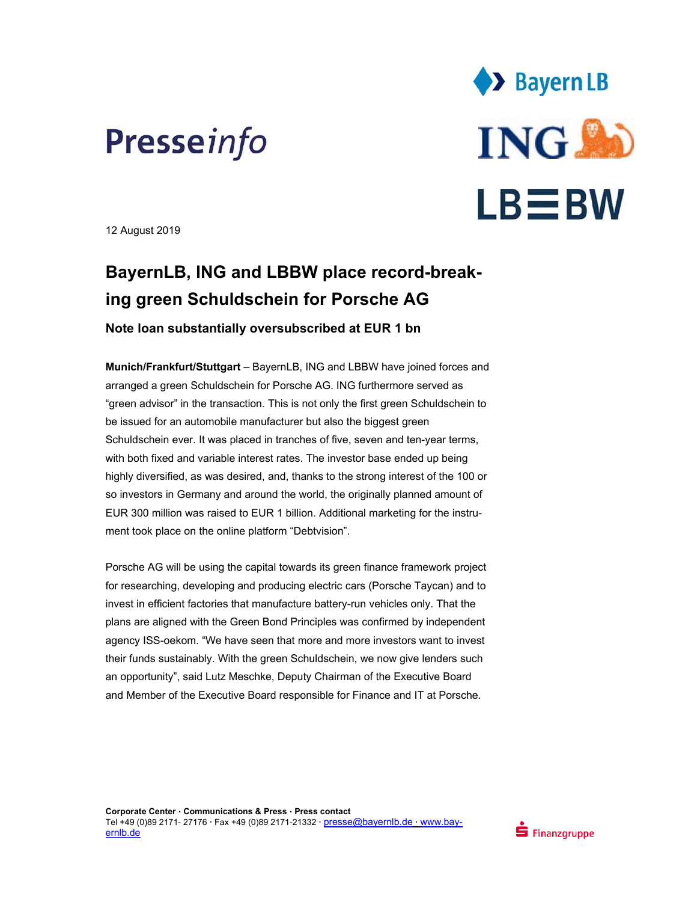Presseinfo

12 August 2019

# BayernLB, ING and LBBW place record-breaking green Schuldschein for Porsche AG

### Note loan substantially oversubscribed at EUR 1 bn

**Munich/Frankfurt/Stuttgart** – BayernLB, ING and LBBW have joined forces and arranged a green Schuldschein for Porsche AG. ING furthermore served as "green advisor" in the transaction. This is not only the first green Schuldschein to be issued for an automobile manufacturer but also the biggest green Schuldschein ever. It was placed in tranches of five, seven and ten-year terms, with both fixed and variable interest rates. The investor base ended up being highly diversified, as was desired, and, thanks to the strong interest of the 100 or so investors in Germany and around the world, the originally planned amount of EUR 300 million was raised to EUR 1 billion. Additional marketing for the instrument took place on the online platform "Debtvision".

Porsche AG will be using the capital towards its green finance framework project for researching, developing and producing electric cars (Porsche Taycan) and to invest in efficient factories that manufacture battery-run vehicles only. That the plans are aligned with the Green Bond Principles was confirmed by independent agency ISS-oekom. "We have seen that more and more investors want to invest their funds sustainably. With the green Schuldschein, we now give lenders such an opportunity", said Lutz Meschke, Deputy Chairman of the Executive Board and Member of the Executive Board responsible for Finance and IT at Porsche.

**Corporate Center · Communications & Press · Press contact**
Tel +49 (0)89 2171- 27176 · Fax +49 (0)89 2171-21332 · presse@bayernlb.de · www.bayernlb.de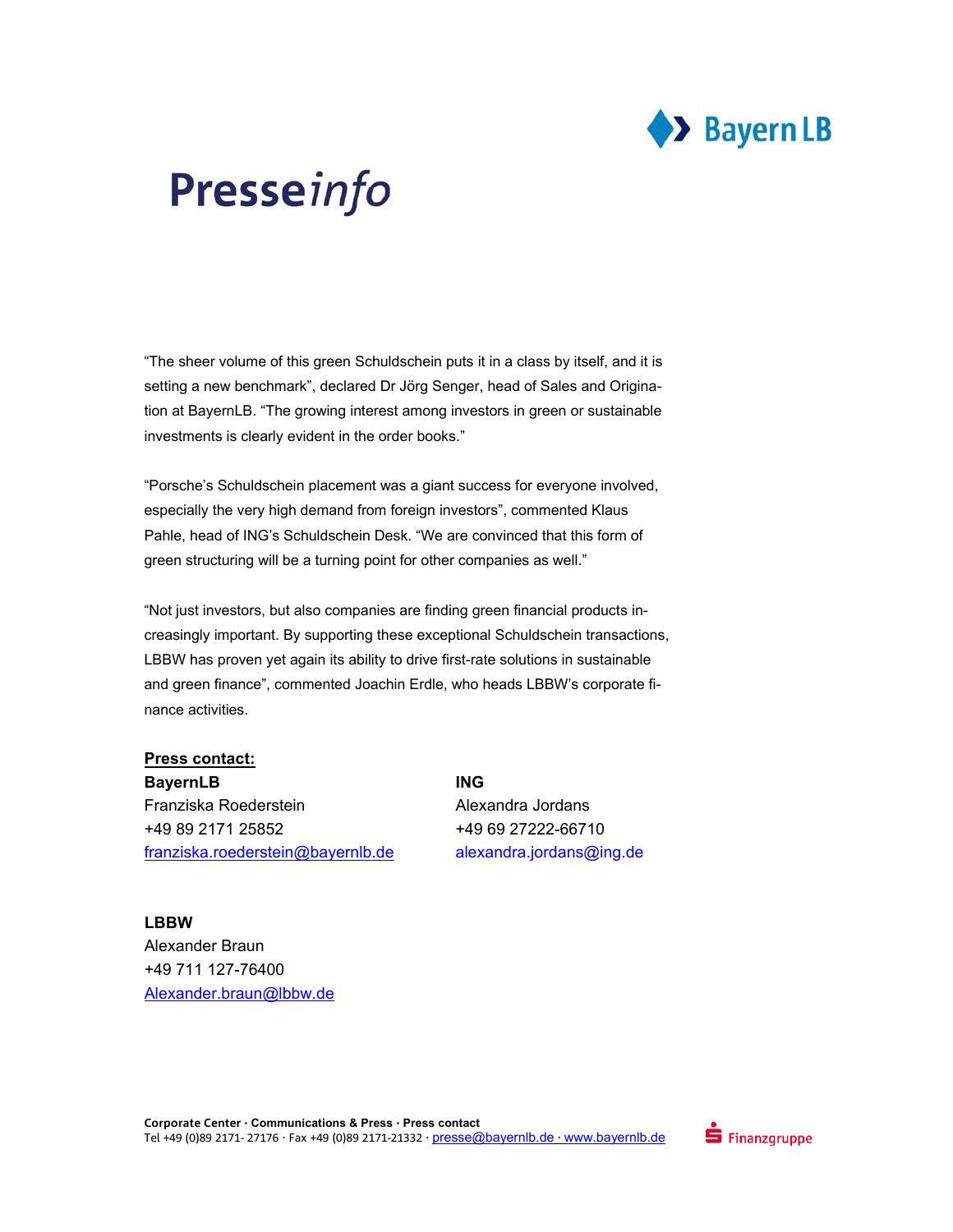# Presseinfo

"The sheer volume of this green Schuldschein puts it in a class by itself, and it is setting a new benchmark", declared Dr Jörg Senger, head of Sales and Origination at BayernLB. "The growing interest among investors in green or sustainable investments is clearly evident in the order books."

"Porsche's Schuldschein placement was a giant success for everyone involved, especially the very high demand from foreign investors", commented Klaus Pahle, head of ING's Schuldschein Desk. "We are convinced that this form of green structuring will be a turning point for other companies as well."

"Not just investors, but also companies are finding green financial products increasingly important. By supporting these exceptional Schuldschein transactions, LBBW has proven yet again its ability to drive first-rate solutions in sustainable and green finance", commented Joachin Erdle, who heads LBBW's corporate finance activities.

**Press contact:**

**BayernLB**
Franziska Roederstein
+49 89 2171 25852
franziska.roederstein@bayernlb.de

**ING**
Alexandra Jordans
+49 69 27222-66710
alexandra.jordans@ing.de

**LBBW**
Alexander Braun
+49 711 127-76400
Alexander.braun@lbbw.de

**Corporate Center · Communications & Press · Press contact**
Tel +49 (0)89 2171- 27176 · Fax +49 (0)89 2171-21332 · presse@bayernlb.de · www.bayernlb.de